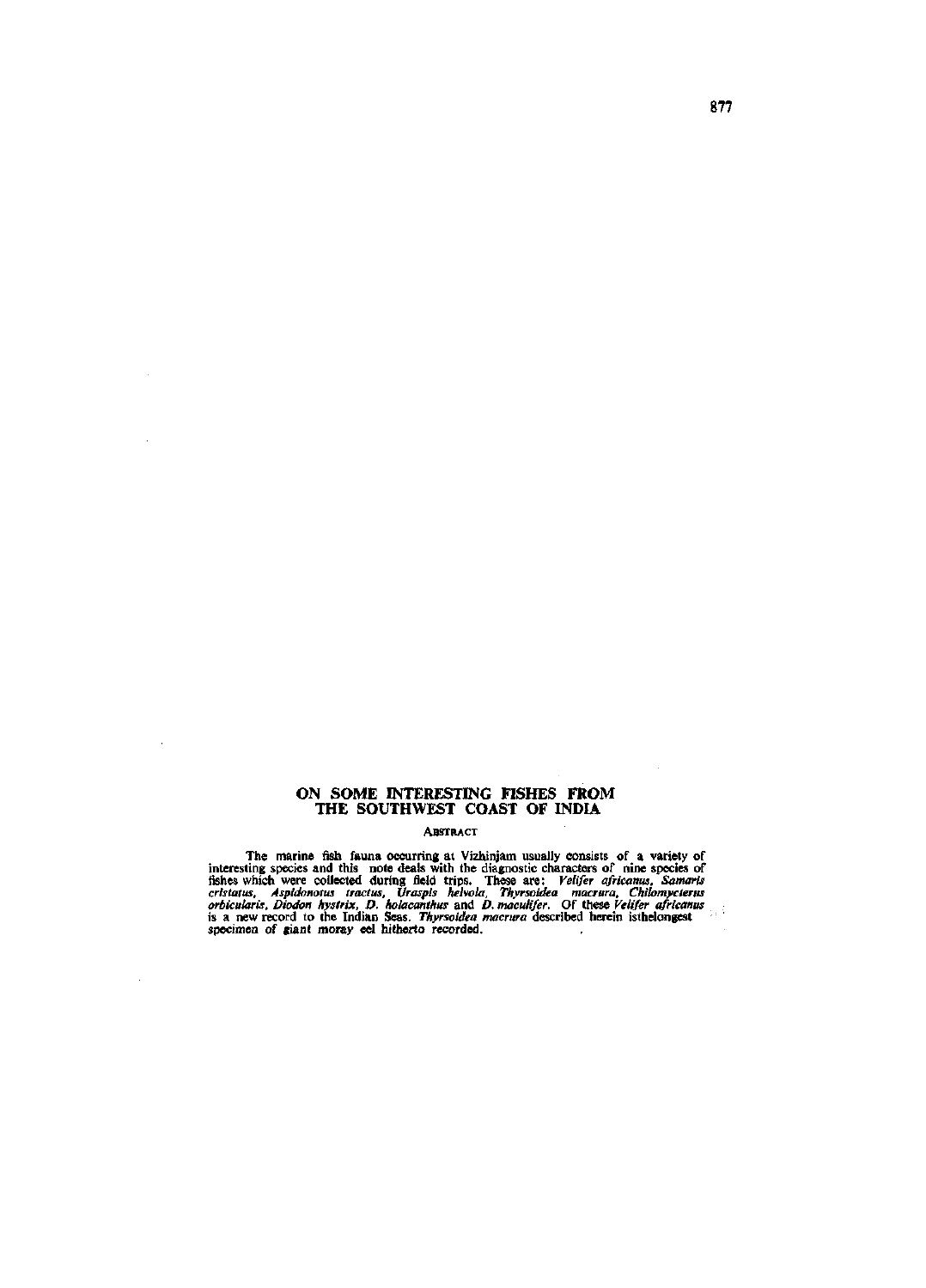# ON SOME INTERESTING FISHES FROM THE SOUTHWEST COAST OF INDIA

## ABSTRACT

The marine fish fauna occurring at Vizhinjam usually consists of a variety of interesting species and this note deals with the diagnostic characters of nine species of fishes which were collected during field trips. These are: *Velifer africanus*, *Samaris cristatus*, *Aspidonotus tractus*, *Uraspis helvola*, *Thyrsoidea macrura*, *Chilomycterus orbicularis*, *Diodon hystrix*, *D. holacanthus* and *D. maculifer*. Of these *Velifer africanus* is a new record to the Indian Seas. *Thyrsoidea macrura* described herein isthelongest specimen of giant moray eel hitherto recorded.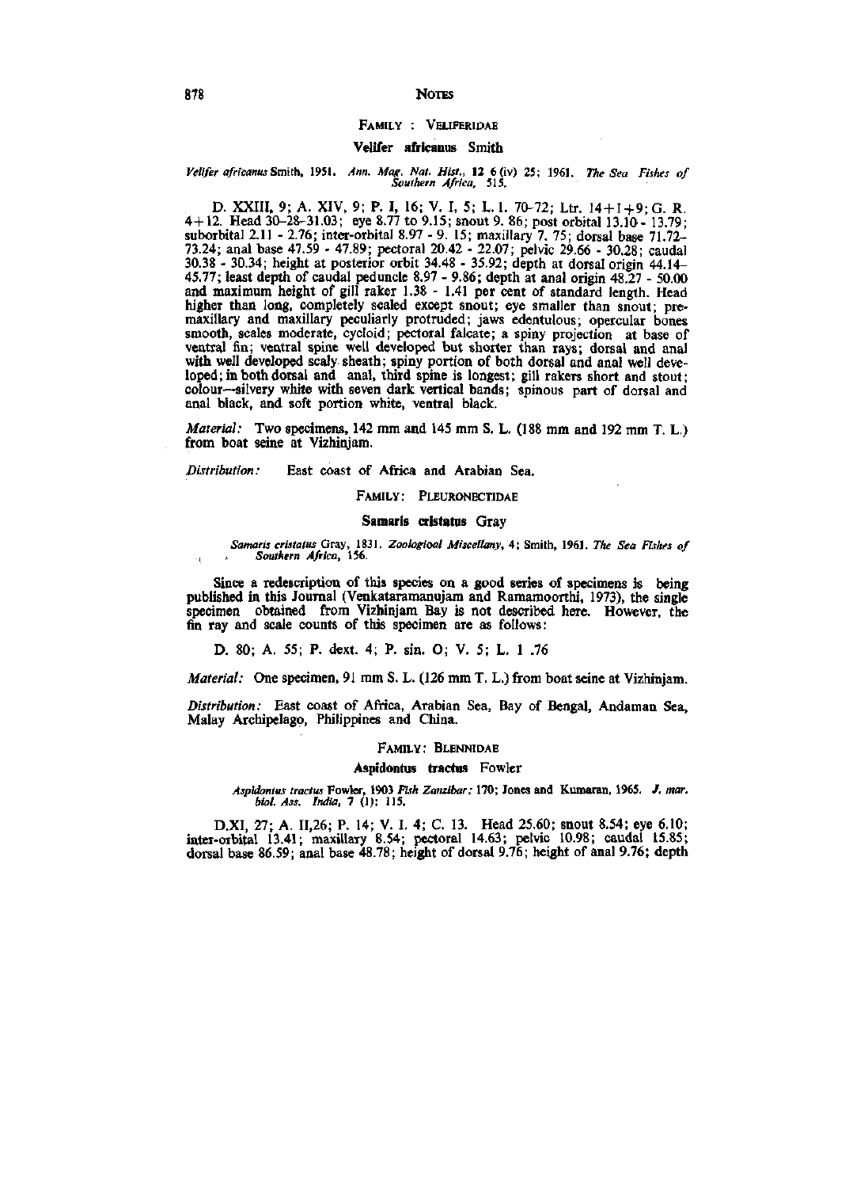## FAMILY : VELIFERIDAE

### Velifer africanus Smith

*Velifer africanus* Smith, 1951. *Ann. Mag. Nat. Hist.*, 12 6 (iv) 25; 1961. *The Sea Fishes of Southern Africa*, 515.

D. XXIII, 9; A. XIV, 9; P. I, 16; V. I, 5; L. l. 70–72; Ltr. 14+1+9; G. R. 4+12. Head 30–28–31.03; eye 8.77 to 9.15; snout 9. 86; post orbital 13.10 - 13.79; suborbital 2.11 - 2.76; inter-orbital 8.97 - 9. 15; maxillary 7. 75; dorsal base 71.72–73.24; anal base 47.59 - 47.89; pectoral 20.42 - 22.07; pelvic 29.66 - 30.28; caudal 30.38 - 30.34; height at posterior orbit 34.48 - 35.92; depth at dorsal origin 44.14–45.77; least depth of caudal peduncle 8.97 - 9.86; depth at anal origin 48.27 - 50.00 and maximum height of gill raker 1.38 - 1.41 per cent of standard length. Head higher than long, completely scaled except snout; eye smaller than snout; premaxillary and maxillary peculiarly protruded; jaws edentulous; opercular bones smooth, scales moderate, cycloid; pectoral falcate; a spiny projection at base of ventral fin; ventral spine well developed but shorter than rays; dorsal and anal with well developed scaly sheath; spiny portion of both dorsal and anal well developed; in both dorsal and anal, third spine is longest; gill rakers short and stout; colour—silvery white with seven dark vertical bands; spinous part of dorsal and anal black, and soft portion white, ventral black.

*Material:* Two specimens, 142 mm and 145 mm S. L. (188 mm and 192 mm T. L.) from boat seine at Vizhinjam.

*Distribution:* East coast of Africa and Arabian Sea.

## FAMILY: PLEURONECTIDAE

### Samaris cristatus Gray

*Samaris cristatus* Gray, 1831. *Zoological Miscellany*, 4; Smith, 1961. *The Sea Fishes of Southern Africa*, 156.

Since a redescription of this species on a good series of specimens is being published in this Journal (Venkataramanujam and Ramamoorthi, 1973), the single specimen obtained from Vizhinjam Bay is not described here. However, the fin ray and scale counts of this specimen are as follows:

D. 80; A. 55; P. dext. 4; P. sin. O; V. 5; L. 1 .76

*Material:* One specimen, 91 mm S. L. (126 mm T. L.) from boat seine at Vizhinjam.

*Distribution:* East coast of Africa, Arabian Sea, Bay of Bengal, Andaman Sea, Malay Archipelago, Philippines and China.

## FAMILY: BLENNIDAE

### Aspidontus tractus Fowler

*Aspidontus tractus* Fowler, 1903 *Fish Zanzibar;* 170; Jones and Kumaran, 1965. *J. mar. biol. Ass. India*, 7 (1): 115.

D.XI, 27; A. II,26; P. 14; V. I. 4; C. 13. Head 25.60; snout 8.54; eye 6.10; inter-orbital 13.41; maxillary 8.54; pectoral 14.63; pelvic 10.98; caudal 15.85; dorsal base 86.59; anal base 48.78; height of dorsal 9.76; height of anal 9.76; depth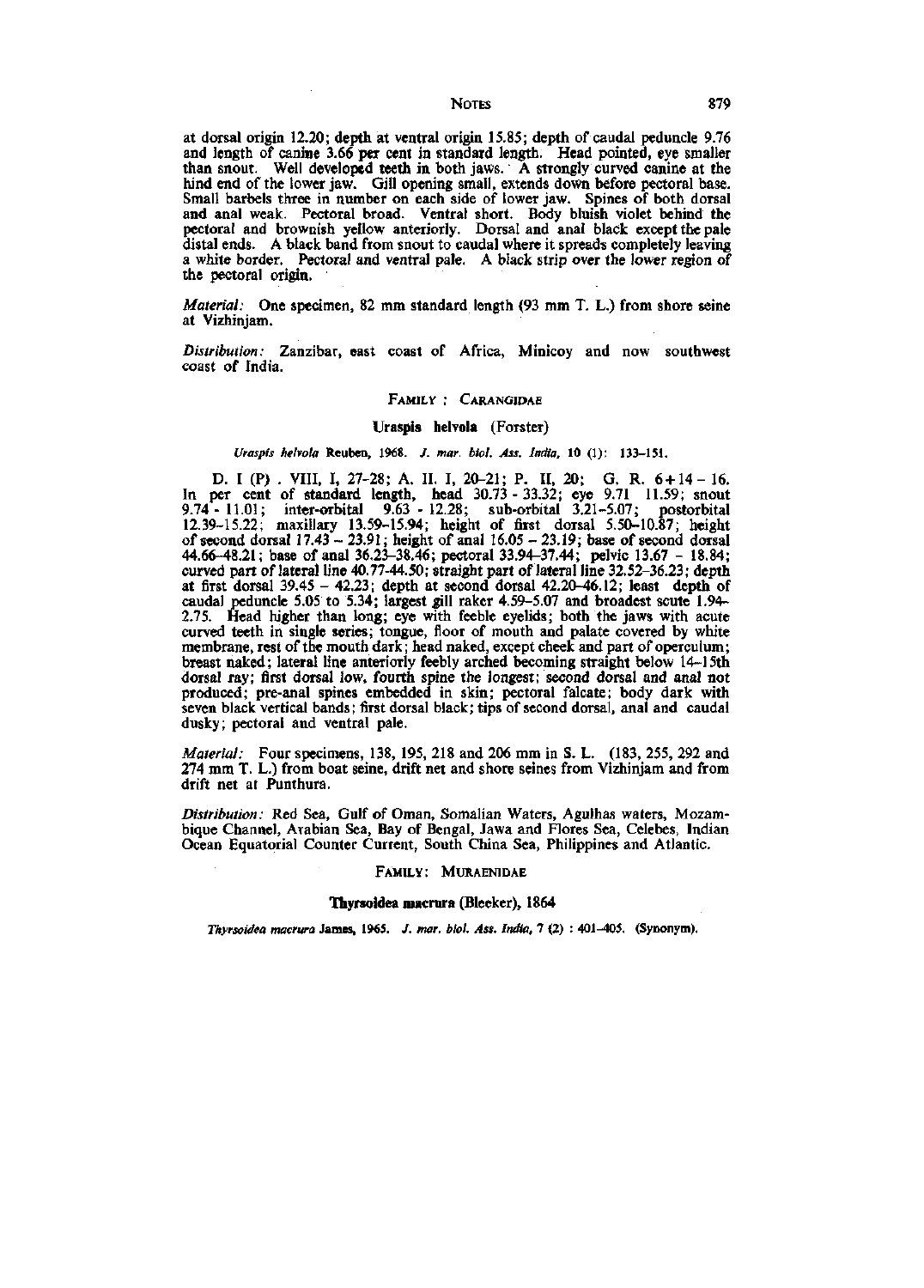at dorsal origin 12.20; depth at ventral origin 15.85; depth of caudal peduncle 9.76 and length of canine 3.66 per cent in standard length. Head pointed, eye smaller than snout. Well developed teeth in both jaws. A strongly curved canine at the hind end of the lower jaw. Gill opening small, extends down before pectoral base. Small barbels three in number on each side of lower jaw. Spines of both dorsal and anal weak. Pectoral broad. Ventral short. Body bluish violet behind the pectoral and brownish yellow anteriorly. Dorsal and anal black except the pale distal ends. A black band from snout to caudal where it spreads completely leaving a white border. Pectoral and ventral pale. A black strip over the lower region of the pectoral origin.

*Material:* One specimen, 82 mm standard length (93 mm T. L.) from shore seine at Vizhinjam.

*Distribution:* Zanzibar, east coast of Africa, Minicoy and now southwest coast of India.

## FAMILY : CARANGIDAE

### **Uraspis helvola** (Forster)

*Uraspis helvola* Reuben, 1968. *J. mar. biol. Ass. India*, **10** (1): 133–151.

D. I (P) . VIII, I, 27-28; A. II. I, 20-21; P. II, 20; G. R. 6+14 – 16. In per cent of standard length, head 30.73 - 33.32; eye 9.71 11.59; snout 9.74 - 11.01; inter-orbital 9.63 - 12.28; sub-orbital 3.21-5.07; postorbital 12.39-15.22; maxillary 13.59-15.94; height of first dorsal 5.50-10.87; height of second dorsal 17.43 – 23.91; height of anal 16.05 – 23.19; base of second dorsal 44.66-48.21; base of anal 36.23-38.46; pectoral 33.94-37.44; pelvic 13.67 - 18.84; curved part of lateral line 40.77-44.50; straight part of lateral line 32.52-36.23; depth at first dorsal 39.45 – 42.23; depth at second dorsal 42.20-46.12; least depth of caudal peduncle 5.05 to 5.34; largest gill raker 4.59-5.07 and broadest scute 1.94-2.75. Head higher than long; eye with feeble eyelids; both the jaws with acute curved teeth in single series; tongue, floor of mouth and palate covered by white membrane, rest of the mouth dark; head naked, except cheek and part of operculum; breast naked; lateral line anteriorly feebly arched becoming straight below 14–15th dorsal ray; first dorsal low, fourth spine the longest; second dorsal and anal not produced; pre-anal spines embedded in skin; pectoral falcate; body dark with seven black vertical bands; first dorsal black; tips of second dorsal, anal and caudal dusky; pectoral and ventral pale.

*Material:* Four specimens, 138, 195, 218 and 206 mm in S. L. (183, 255, 292 and 274 mm T. L.) from boat seine, drift net and shore seines from Vizhinjam and from drift net at Punthura.

*Distribution:* Red Sea, Gulf of Oman, Somalian Waters, Agulhas waters, Mozambique Channel, Arabian Sea, Bay of Bengal, Jawa and Flores Sea, Celebes, Indian Ocean Equatorial Counter Current, South China Sea, Philippines and Atlantic.

## FAMILY: MURAENIDAE

### **Thyrsoidea macrura** (Bleeker), 1864

*Thyrsoidea macrura* James, 1965. *J. mar. biol. Ass. India*, **7** (2) : 401–405. (Synonym).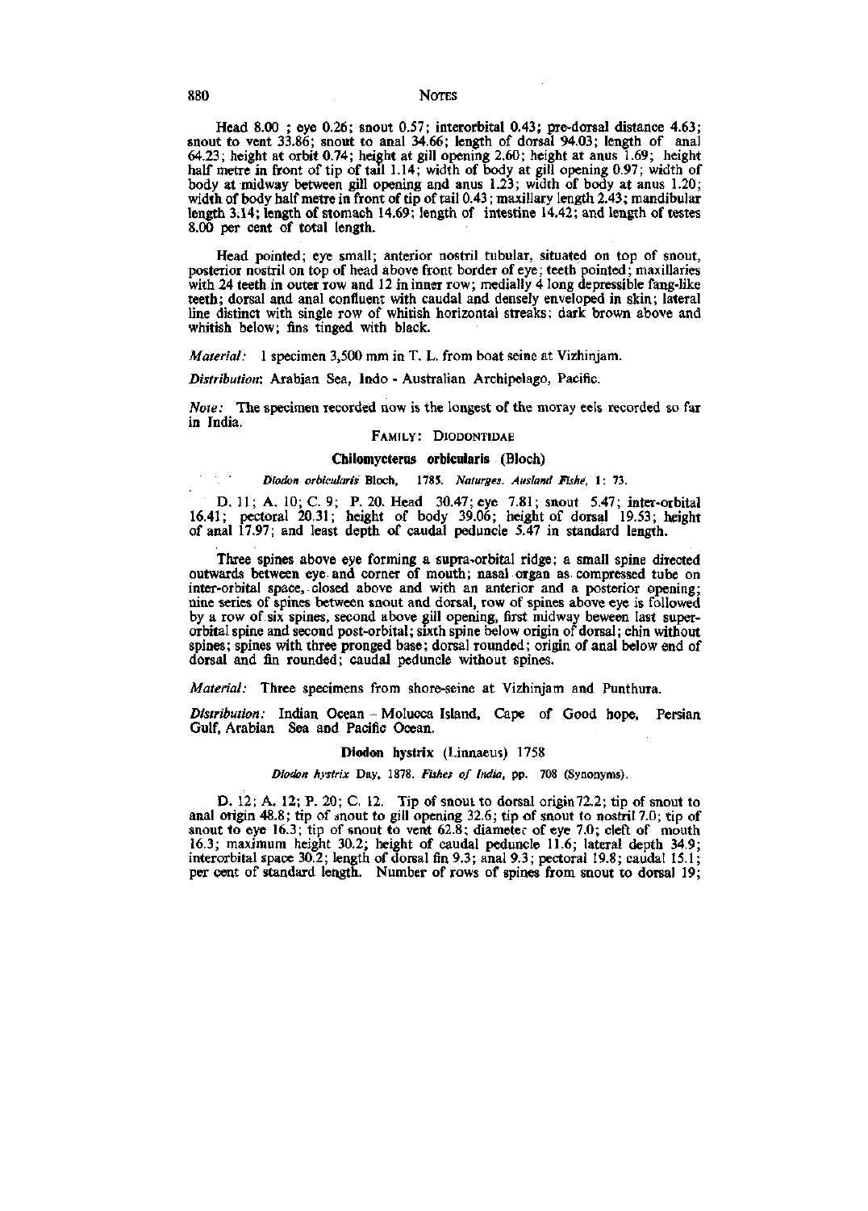Head 8.00 ; eye 0.26; snout 0.57; interorbital 0.43; pre-dorsal distance 4.63; snout to vent 33.86; snout to anal 34.66; length of dorsal 94.03; length of anal 64.23; height at orbit 0.74; height at gill opening 2.60; height at anus 1.69; height half metre in front of tip of tail 1.14; width of body at gill opening 0.97; width of body at midway between gill opening and anus 1.23; width of body at anus 1.20; width of body half metre in front of tip of tail 0.43; maxillary length 2.43; mandibular length 3.14; length of stomach 14.69; length of intestine 14.42; and length of testes 8.00 per cent of total length.

Head pointed; eye small; anterior nostril tubular, situated on top of snout, posterior nostril on top of head above front border of eye; teeth pointed; maxillaries with 24 teeth in outer row and 12 in inner row; medially 4 long depressible fang-like teeth; dorsal and anal confluent with caudal and densely enveloped in skin; lateral line distinct with single row of whitish horizontal streaks; dark brown above and whitish below; fins tinged with black.

*Material:* 1 specimen 3,500 mm in T. L. from boat seine at Vizhinjam.

*Distribution*: Arabian Sea, Indo - Australian Archipelago, Pacific.

*Note:* The specimen recorded now is the longest of the moray eels recorded so far in India.

## FAMILY: DIODONTIDAE

### Chilomycterus orbicularis (Bloch)

*Diodon orbicularis* Bloch, 1785. *Naturges. Ausland Fishe*, 1: 73.

D. 11; A. 10; C. 9; P. 20. Head 30.47; eye 7.81; snout 5.47; inter-orbital 16.41; pectoral 20.31; height of body 39.06; height of dorsal 19.53; height of anal 17.97; and least depth of caudal peduncle 5.47 in standard length.

Three spines above eye forming a supra-orbital ridge; a small spine directed outwards between eye and corner of mouth; nasal organ as compressed tube on inter-orbital space, closed above and with an anterior and a posterior opening; nine series of spines between snout and dorsal, row of spines above eye is followed by a row of six spines, second above gill opening, first midway beween last super-orbital spine and second post-orbital; sixth spine below origin of dorsal; chin without spines; spines with three pronged base; dorsal rounded; origin of anal below end of dorsal and fin rounded; caudal peduncle without spines.

*Material:* Three specimens from shore-seine at Vizhinjam and Punthura.

*Distribution:* Indian Ocean – Molucca Island, Cape of Good hope, Persian Gulf, Arabian Sea and Pacific Ocean.

### Diodon hystrix (Linnaeus) 1758

*Diodon hystrix* Day, 1878. *Fishes of India*, pp. 708 (Synonyms).

D. 12; A. 12; P. 20; C. 12. Tip of snout to dorsal origin 72.2; tip of snout to anal origin 48.8; tip of snout to gill opening 32.6; tip of snout to nostril 7.0; tip of snout to eye 16.3; tip of snout to vent 62.8; diameter of eye 7.0; cleft of mouth 16.3; maximum height 30.2; height of caudal peduncle 11.6; lateral depth 34.9; interorbital space 30.2; length of dorsal fin 9.3; anal 9.3; pectoral 19.8; caudal 15.1; per cent of standard length. Number of rows of spines from snout to dorsal 19;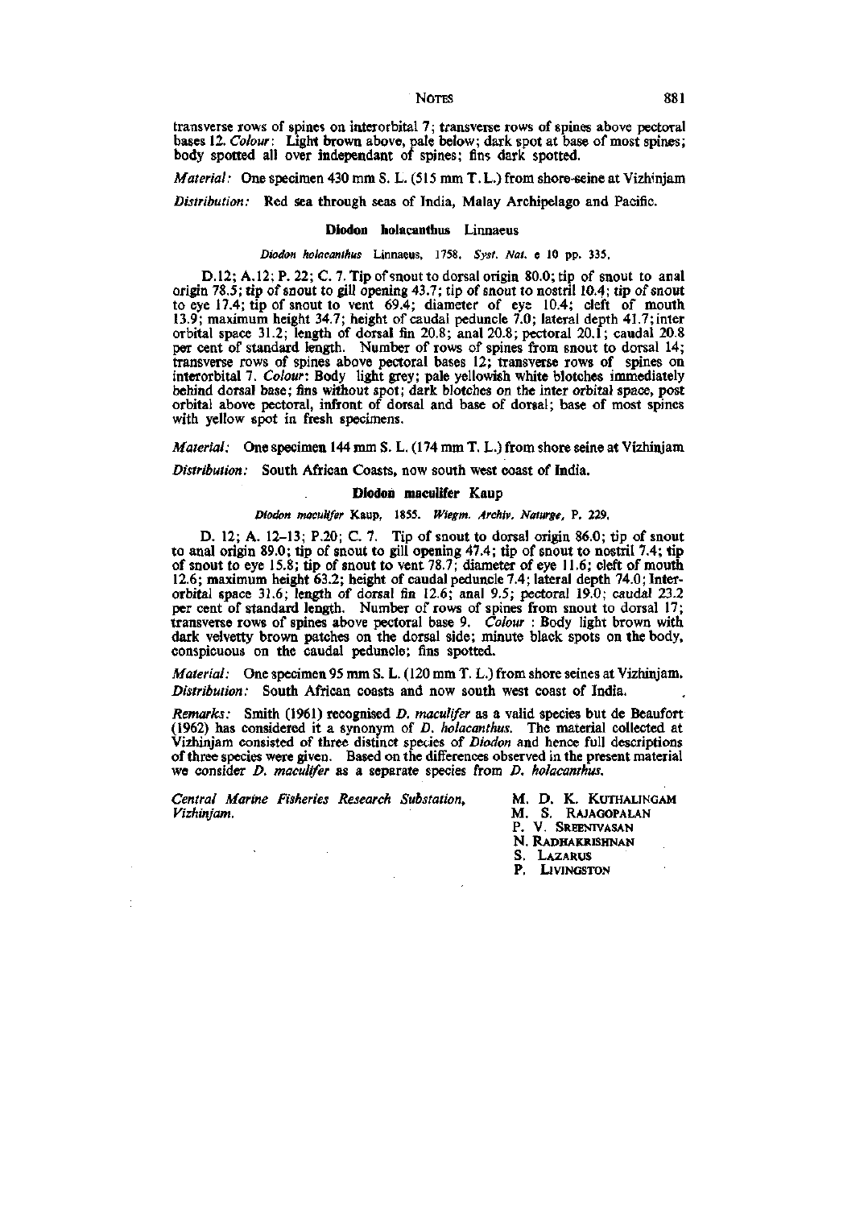transverse rows of spines on interorbital 7; transverse rows of spines above pectoral bases 12. *Colour*: Light brown above, pale below; dark spot at base of most spines; body spotted all over independant of spines; fins dark spotted.

*Material:* One specimen 430 mm S. L. (515 mm T. L.) from shore-seine at Vizhinjam

*Distribution:* Red sea through seas of India, Malay Archipelago and Pacific.

### Diodon holacanthus Linnaeus

*Diodon holacanthus* Linnaeus, 1758, *Syst. Nat.* e 10 pp. 335.

D.12; A.12; P. 22; C. 7. Tip of snout to dorsal origin 80.0; tip of snout to anal origin 78.5; tip of snout to gill opening 43.7; tip of snout to nostril 10.4; tip of snout to eye 17.4; tip of snout to vent 69.4; diameter of eye 10.4; cleft of mouth 13.9; maximum height 34.7; height of caudal peduncle 7.0; lateral depth 41.7; inter orbital space 31.2; length of dorsal fin 20.8; anal 20.8; pectoral 20.1; caudal 20.8 per cent of standard length. Number of rows of spines from snout to dorsal 14; transverse rows of spines above pectoral bases 12; transverse rows of spines on interorbital 7. *Colour*: Body light grey; pale yellowish white blotches immediately behind dorsal base; fins without spot; dark blotches on the inter orbital space, post orbital above pectoral, infront of dorsal and base of dorsal; base of most spines with yellow spot in fresh specimens.

*Material:* One specimen 144 mm S. L. (174 mm T. L.) from shore seine at Vizhinjam

*Distribution:* South African Coasts, now south west coast of India.

### Diodon maculifer Kaup

*Diodon maculifer* Kaup, 1855. *Wiegm. Archiv. Naturge*, P. 229.

D. 12; A. 12–13; P.20; C. 7. Tip of snout to dorsal origin 86.0; tip of snout to anal origin 89.0; tip of snout to gill opening 47.4; tip of snout to nostril 7.4; tip of snout to eye 15.8; tip of snout to vent 78.7; diameter of eye 11.6; cleft of mouth 12.6; maximum height 63.2; height of caudal peduncle 7.4; lateral depth 74.0; Inter-orbital space 31.6; length of dorsal fin 12.6; anal 9.5; pectoral 19.0; caudal 23.2 per cent of standard length. Number of rows of spines from snout to dorsal 17; transverse rows of spines above pectoral base 9. *Colour* : Body light brown with dark velvetty brown patches on the dorsal side; minute black spots on the body, conspicuous on the caudal peduncle; fins spotted.

*Material:* One specimen 95 mm S. L. (120 mm T. L.) from shore seines at Vizhinjam.

*Distribution:* South African coasts and now south west coast of India.

*Remarks:* Smith (1961) recognised *D. maculifer* as a valid species but de Beaufort (1962) has considered it a synonym of *D. holacanthus*. The material collected at Vizhinjam consisted of three distinct species of *Diodon* and hence full descriptions of three species were given. Based on the differences observed in the present material we consider *D. maculifer* as a separate species from *D. holacanthus*.

*Central Marine Fisheries Research Substation, Vizhinjam.*

M. D. K. Kuthalingam
M. S. Rajagopalan
P. V. Sreenivasan
N. Radhakrishnan
S. Lazarus
P. Livingston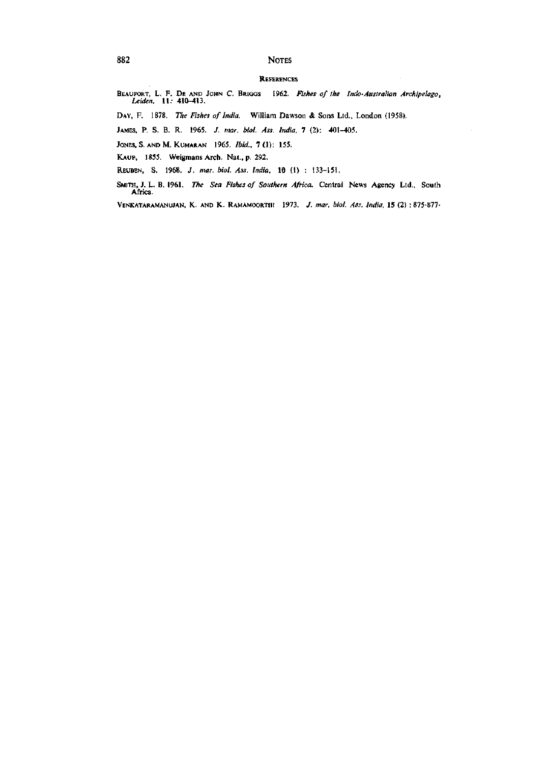## REFERENCES

BEAUFORT, L. F. DE AND JOHN C. BRIGGS 1962. *Fishes of the Indo-Australian Archipelago, Leiden*, 11: 410–413.

DAY, F. 1878. *The Fishes of India.* William Dawson & Sons Ltd., London (1958).

JAMES, P. S. B. R. 1965. *J. mar. biol. Ass. India*, 7 (2): 401–405.

JONES, S. AND M. KUMARAN 1965. *Ibid.*, 7 (1): 155.

KAUP, 1855. Weigmans Arch. Nat., p. 292.

REUBEN, S. 1968. *J. mar. biol. Ass. India*, 10 (1) : 133–151.

SMITH, J. L. B. 1961. *The Sea Fishes of Southern Africa.* Central News Agency Ltd., South Africa.

VENKATARAMANUJAN, K. AND K. RAMAMOORTHI 1973. *J. mar. biol. Ass. India*, 15 (2) : 875-877·